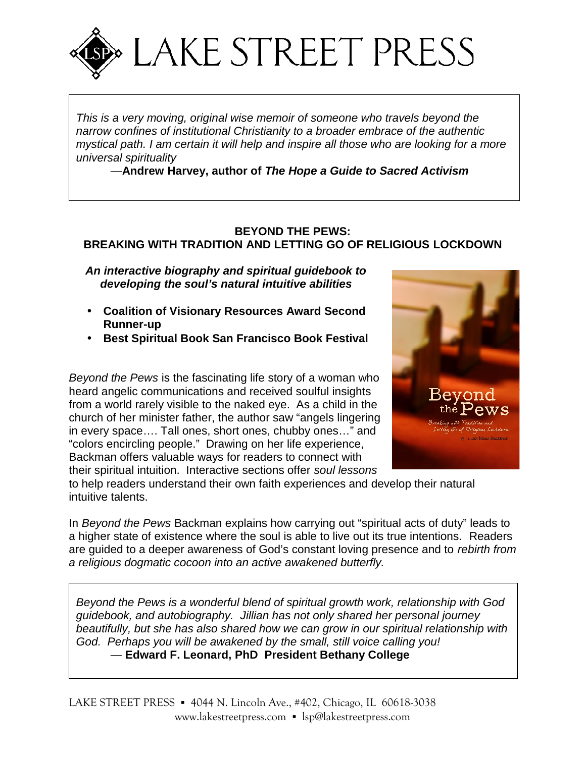# LAKE STREET PRESS

*This is a very moving, original wise memoir of someone who travels beyond the narrow confines of institutional Christianity to a broader embrace of the authentic mystical path. I am certain it will help and inspire all those who are looking for a more universal spirituality*

—**Andrew Harvey, author of *The Hope a Guide to Sacred Activism***

## BEYOND THE PEWS: BREAKING WITH TRADITION AND LETTING GO OF RELIGIOUS LOCKDOWN

***An interactive biography and spiritual guidebook to developing the soul's natural intuitive abilities***

- **Coalition of Visionary Resources Award Second Runner-up**
- **Best Spiritual Book San Francisco Book Festival**

*Beyond the Pews* is the fascinating life story of a woman who heard angelic communications and received soulful insights from a world rarely visible to the naked eye. As a child in the church of her minister father, the author saw "angels lingering in every space…. Tall ones, short ones, chubby ones…" and "colors encircling people." Drawing on her life experience, Backman offers valuable ways for readers to connect with their spiritual intuition. Interactive sections offer *soul lessons* to help readers understand their own faith experiences and develop their natural intuitive talents.

In *Beyond the Pews* Backman explains how carrying out "spiritual acts of duty" leads to a higher state of existence where the soul is able to live out its true intentions. Readers are guided to a deeper awareness of God's constant loving presence and to *rebirth from a religious dogmatic cocoon into an active awakened butterfly.*

*Beyond the Pews is a wonderful blend of spiritual growth work, relationship with God guidebook, and autobiography. Jillian has not only shared her personal journey beautifully, but she has also shared how we can grow in our spiritual relationship with God. Perhaps you will be awakened by the small, still voice calling you!*

— **Edward F. Leonard, PhD President Bethany College**

LAKE STREET PRESS ▪ 4044 N. Lincoln Ave., #402, Chicago, IL 60618-3038
www.lakestreetpress.com ▪ lsp@lakestreetpress.com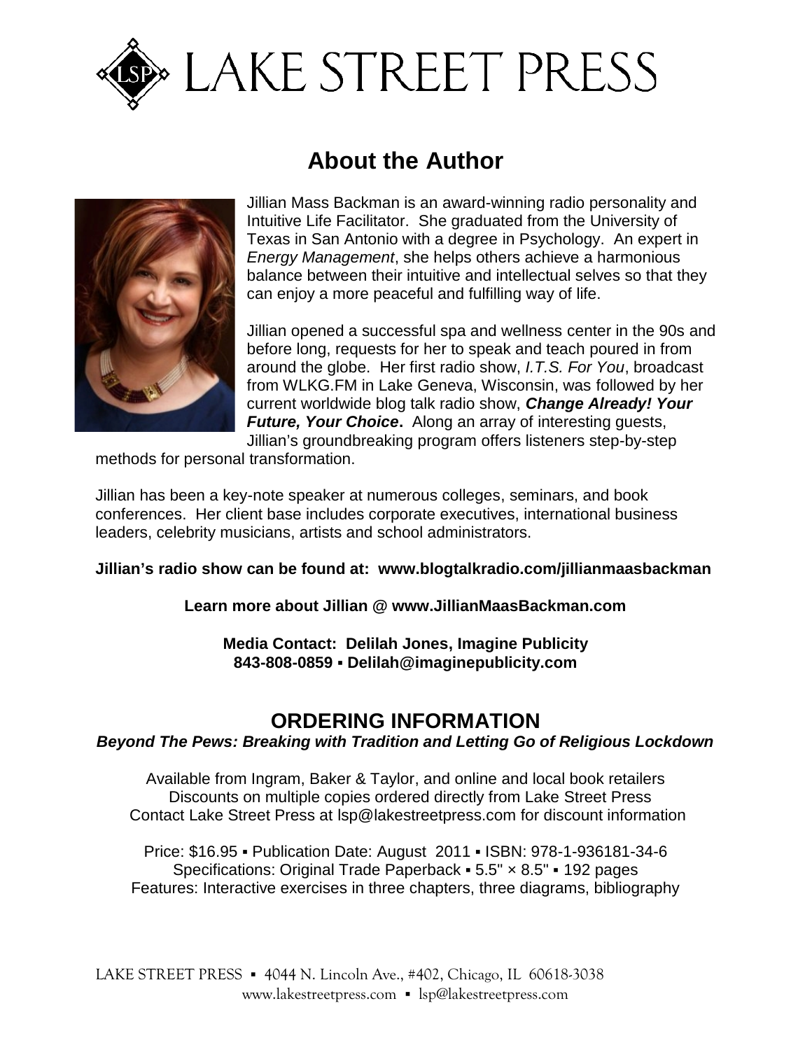# LAKE STREET PRESS

## About the Author

Jillian Mass Backman is an award-winning radio personality and Intuitive Life Facilitator. She graduated from the University of Texas in San Antonio with a degree in Psychology. An expert in *Energy Management*, she helps others achieve a harmonious balance between their intuitive and intellectual selves so that they can enjoy a more peaceful and fulfilling way of life.

Jillian opened a successful spa and wellness center in the 90s and before long, requests for her to speak and teach poured in from around the globe. Her first radio show, *I.T.S. For You*, broadcast from WLKG.FM in Lake Geneva, Wisconsin, was followed by her current worldwide blog talk radio show, ***Change Already! Your Future, Your Choice***. Along an array of interesting guests, Jillian's groundbreaking program offers listeners step-by-step methods for personal transformation.

Jillian has been a key-note speaker at numerous colleges, seminars, and book conferences. Her client base includes corporate executives, international business leaders, celebrity musicians, artists and school administrators.

**Jillian's radio show can be found at: www.blogtalkradio.com/jillianmaasbackman**

**Learn more about Jillian @ www.JillianMaasBackman.com**

**Media Contact: Delilah Jones, Imagine Publicity**
**843-808-0859 ▪ Delilah@imaginepublicity.com**

## ORDERING INFORMATION

***Beyond The Pews: Breaking with Tradition and Letting Go of Religious Lockdown***

Available from Ingram, Baker & Taylor, and online and local book retailers
Discounts on multiple copies ordered directly from Lake Street Press
Contact Lake Street Press at lsp@lakestreetpress.com for discount information

Price: $16.95 ▪ Publication Date: August 2011 ▪ ISBN: 978-1-936181-34-6
Specifications: Original Trade Paperback ▪ 5.5" × 8.5" ▪ 192 pages
Features: Interactive exercises in three chapters, three diagrams, bibliography

LAKE STREET PRESS ▪ 4044 N. Lincoln Ave., #402, Chicago, IL 60618-3038
www.lakestreetpress.com ▪ lsp@lakestreetpress.com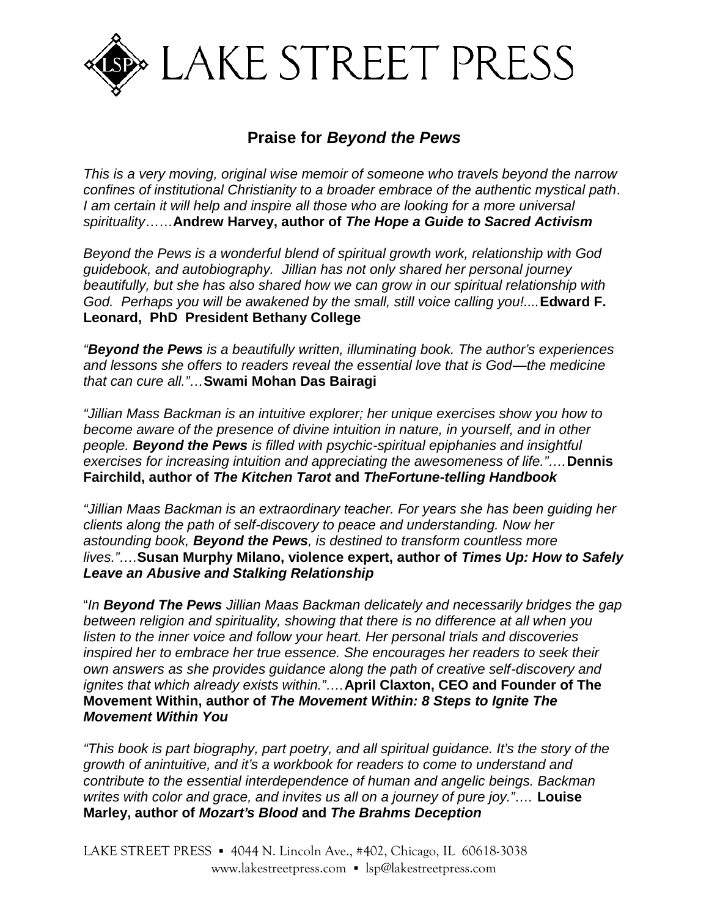# LAKE STREET PRESS

## Praise for *Beyond the Pews*

*This is a very moving, original wise memoir of someone who travels beyond the narrow confines of institutional Christianity to a broader embrace of the authentic mystical path. I am certain it will help and inspire all those who are looking for a more universal spirituality*……**Andrew Harvey, author of *The Hope a Guide to Sacred Activism***

*Beyond the Pews is a wonderful blend of spiritual growth work, relationship with God guidebook, and autobiography. Jillian has not only shared her personal journey beautifully, but she has also shared how we can grow in our spiritual relationship with God. Perhaps you will be awakened by the small, still voice calling you!....***Edward F. Leonard, PhD President Bethany College**

*"**Beyond the Pews** is a beautifully written, illuminating book. The author's experiences and lessons she offers to readers reveal the essential love that is God—the medicine that can cure all."…***Swami Mohan Das Bairagi**

*"Jillian Mass Backman is an intuitive explorer; her unique exercises show you how to become aware of the presence of divine intuition in nature, in yourself, and in other people. **Beyond the Pews** is filled with psychic-spiritual epiphanies and insightful exercises for increasing intuition and appreciating the awesomeness of life."….***Dennis Fairchild, author of *The Kitchen Tarot* and *TheFortune-telling Handbook***

*"Jillian Maas Backman is an extraordinary teacher. For years she has been guiding her clients along the path of self-discovery to peace and understanding. Now her astounding book, **Beyond the Pews**, is destined to transform countless more lives."….***Susan Murphy Milano, violence expert, author of *Times Up: How to Safely Leave an Abusive and Stalking Relationship***

"*In **Beyond The Pews** Jillian Maas Backman delicately and necessarily bridges the gap between religion and spirituality, showing that there is no difference at all when you listen to the inner voice and follow your heart. Her personal trials and discoveries inspired her to embrace her true essence. She encourages her readers to seek their own answers as she provides guidance along the path of creative self-discovery and ignites that which already exists within."….***April Claxton, CEO and Founder of The Movement Within, author of *The Movement Within: 8 Steps to Ignite The Movement Within You***

*"This book is part biography, part poetry, and all spiritual guidance. It's the story of the growth of anintuitive, and it's a workbook for readers to come to understand and contribute to the essential interdependence of human and angelic beings. Backman writes with color and grace, and invites us all on a journey of pure joy."….* **Louise Marley, author of *Mozart's Blood* and *The Brahms Deception***

LAKE STREET PRESS ▪ 4044 N. Lincoln Ave., #402, Chicago, IL 60618-3038
www.lakestreetpress.com ▪ lsp@lakestreetpress.com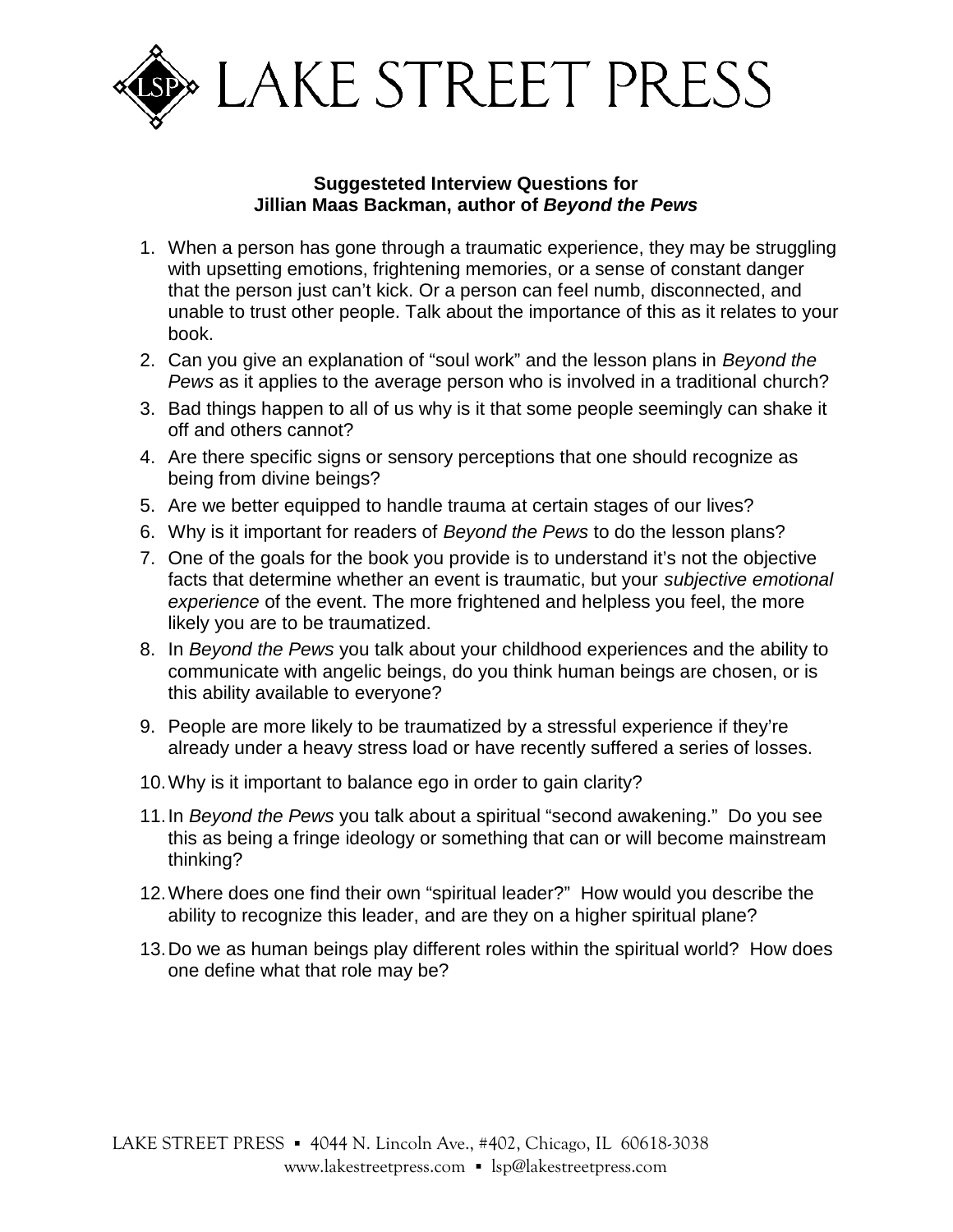# LAKE STREET PRESS

**Suggesteted Interview Questions for**
**Jillian Maas Backman, author of *Beyond the Pews***

1. When a person has gone through a traumatic experience, they may be struggling with upsetting emotions, frightening memories, or a sense of constant danger that the person just can't kick. Or a person can feel numb, disconnected, and unable to trust other people. Talk about the importance of this as it relates to your book.
2. Can you give an explanation of "soul work" and the lesson plans in *Beyond the Pews* as it applies to the average person who is involved in a traditional church?
3. Bad things happen to all of us why is it that some people seemingly can shake it off and others cannot?
4. Are there specific signs or sensory perceptions that one should recognize as being from divine beings?
5. Are we better equipped to handle trauma at certain stages of our lives?
6. Why is it important for readers of *Beyond the Pews* to do the lesson plans?
7. One of the goals for the book you provide is to understand it's not the objective facts that determine whether an event is traumatic, but your *subjective emotional experience* of the event. The more frightened and helpless you feel, the more likely you are to be traumatized.
8. In *Beyond the Pews* you talk about your childhood experiences and the ability to communicate with angelic beings, do you think human beings are chosen, or is this ability available to everyone?
9. People are more likely to be traumatized by a stressful experience if they're already under a heavy stress load or have recently suffered a series of losses.
10. Why is it important to balance ego in order to gain clarity?
11. In *Beyond the Pews* you talk about a spiritual "second awakening." Do you see this as being a fringe ideology or something that can or will become mainstream thinking?
12. Where does one find their own "spiritual leader?" How would you describe the ability to recognize this leader, and are they on a higher spiritual plane?
13. Do we as human beings play different roles within the spiritual world? How does one define what that role may be?

LAKE STREET PRESS ▪ 4044 N. Lincoln Ave., #402, Chicago, IL 60618-3038
www.lakestreetpress.com ▪ lsp@lakestreetpress.com